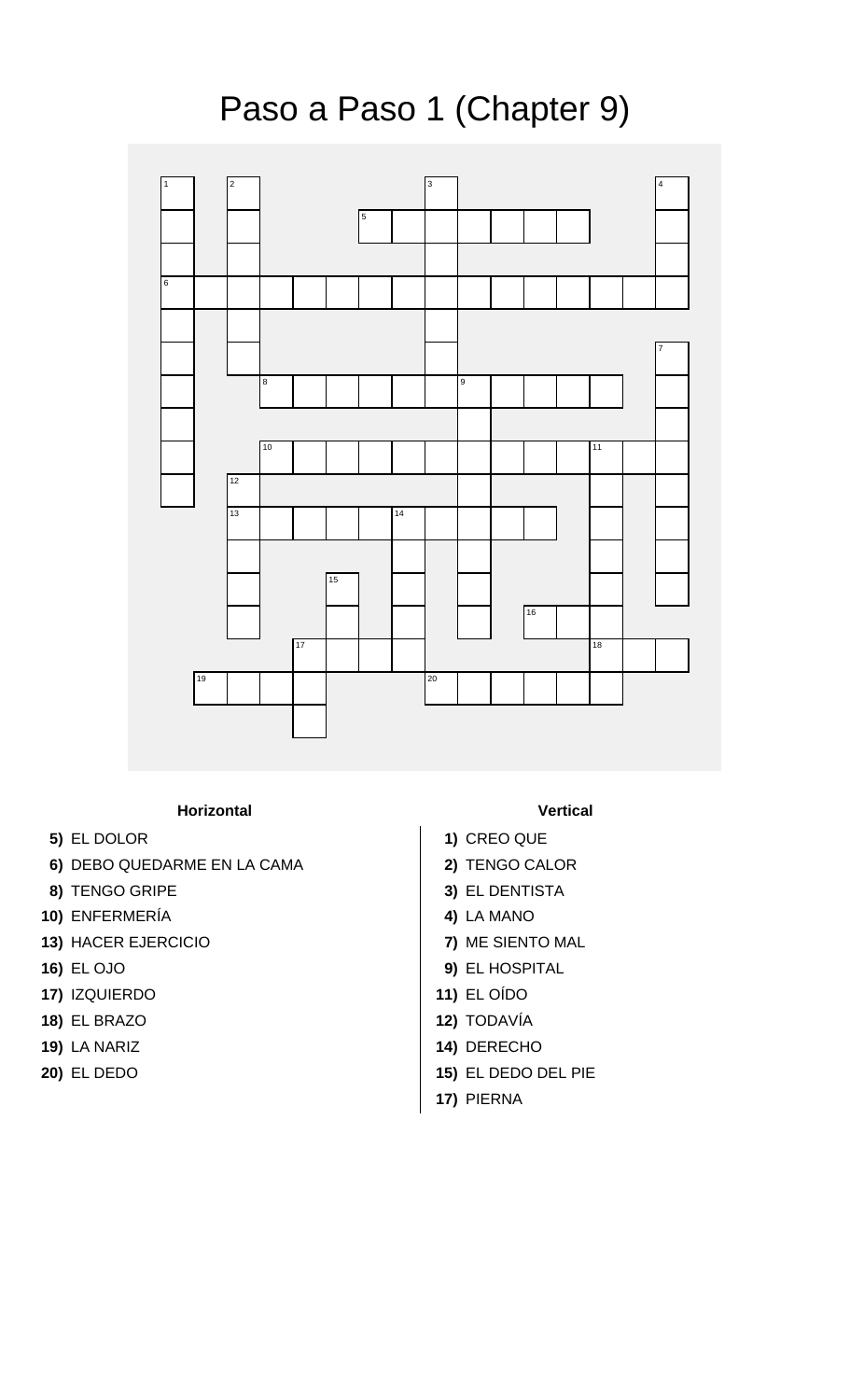# Paso a Paso 1 (Chapter 9)

### Horizontal

**5)** EL DOLOR
**6)** DEBO QUEDARME EN LA CAMA
**8)** TENGO GRIPE
**10)** ENFERMERÍA
**13)** HACER EJERCICIO
**16)** EL OJO
**17)** IZQUIERDO
**18)** EL BRAZO
**19)** LA NARIZ
**20)** EL DEDO

### Vertical

**1)** CREO QUE
**2)** TENGO CALOR
**3)** EL DENTISTA
**4)** LA MANO
**7)** ME SIENTO MAL
**9)** EL HOSPITAL
**11)** EL OÍDO
**12)** TODAVÍA
**14)** DERECHO
**15)** EL DEDO DEL PIE
**17)** PIERNA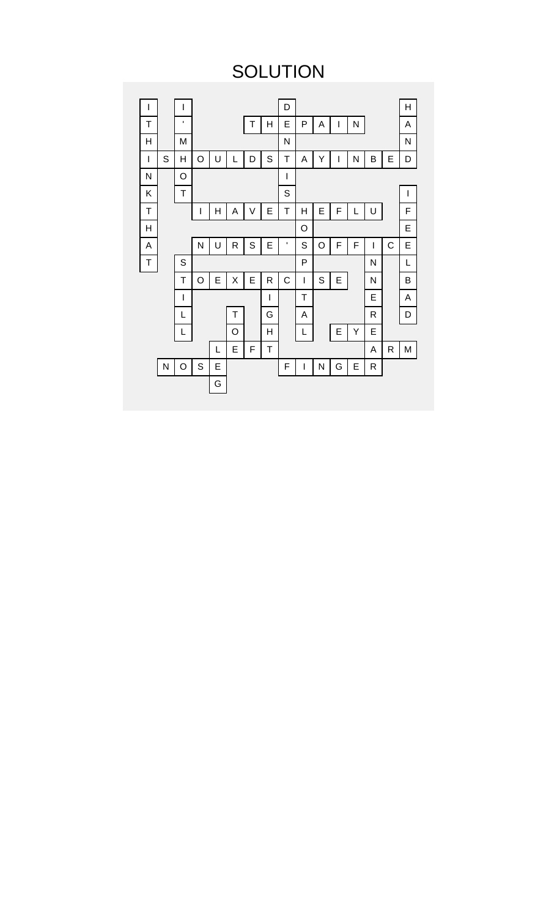# SOLUTION

| | | | | | | | | | | | | | | | |
|---|---|---|---|---|---|---|---|---|---|---|---|---|---|---|---|
| I | | I | | | | | | D | | | | | | | H |
| T | | ' | | | | T | H | E | P | A | I | N | | | A |
| H | | M | | | | | | N | | | | | | | N |
| I | S | H | O | U | L | D | S | T | A | Y | I | N | B | E | D |
| N | | O | | | | | | I | | | | | | | |
| K | | T | | | | | | S | | | | | | | I |
| T | | | I | H | A | V | E | T | H | E | F | L | U | | F |
| H | | | | | | | | | O | | | | | | E |
| A | | | N | U | R | S | E | ' | S | O | F | F | I | C | E |
| T | | S | | | | | | | P | | | | N | | L |
| | | T | O | E | X | E | R | C | I | S | E | | N | | B |
| | | I | | | | | I | | T | | | | E | | A |
| | | L | | | T | | G | | A | | | | R | | D |
| | | L | | | O | | H | | L | | E | Y | E | | |
| | | | | L | E | F | T | | | | | | A | R | M |
| | N | O | S | E | | | | F | I | N | G | E | R | | |
| | | | | G | | | | | | | | | | | |